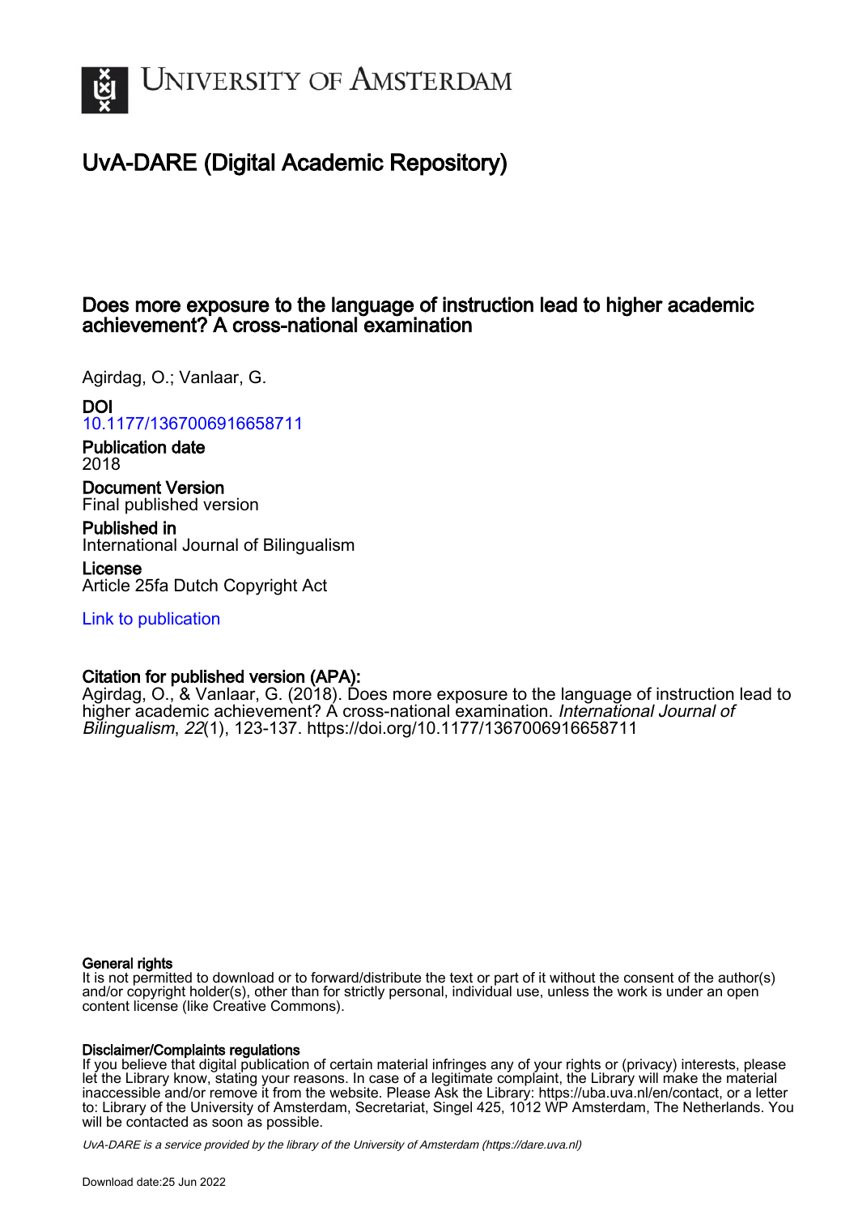# UvA-DARE (Digital Academic Repository)

## Does more exposure to the language of instruction lead to higher academic achievement? A cross-national examination

Agirdag, O.; Vanlaar, G.

**DOI**
10.1177/1367006916658711

**Publication date**
2018

**Document Version**
Final published version

**Published in**
International Journal of Bilingualism

**License**
Article 25fa Dutch Copyright Act

Link to publication

**Citation for published version (APA):**
Agirdag, O., & Vanlaar, G. (2018). Does more exposure to the language of instruction lead to higher academic achievement? A cross-national examination. *International Journal of Bilingualism*, *22*(1), 123-137. https://doi.org/10.1177/1367006916658711

**General rights**
It is not permitted to download or to forward/distribute the text or part of it without the consent of the author(s) and/or copyright holder(s), other than for strictly personal, individual use, unless the work is under an open content license (like Creative Commons).

**Disclaimer/Complaints regulations**
If you believe that digital publication of certain material infringes any of your rights or (privacy) interests, please let the Library know, stating your reasons. In case of a legitimate complaint, the Library will make the material inaccessible and/or remove it from the website. Please Ask the Library: https://uba.uva.nl/en/contact, or a letter to: Library of the University of Amsterdam, Secretariat, Singel 425, 1012 WP Amsterdam, The Netherlands. You will be contacted as soon as possible.

*UvA-DARE is a service provided by the library of the University of Amsterdam (https://dare.uva.nl)*

Download date:25 Jun 2022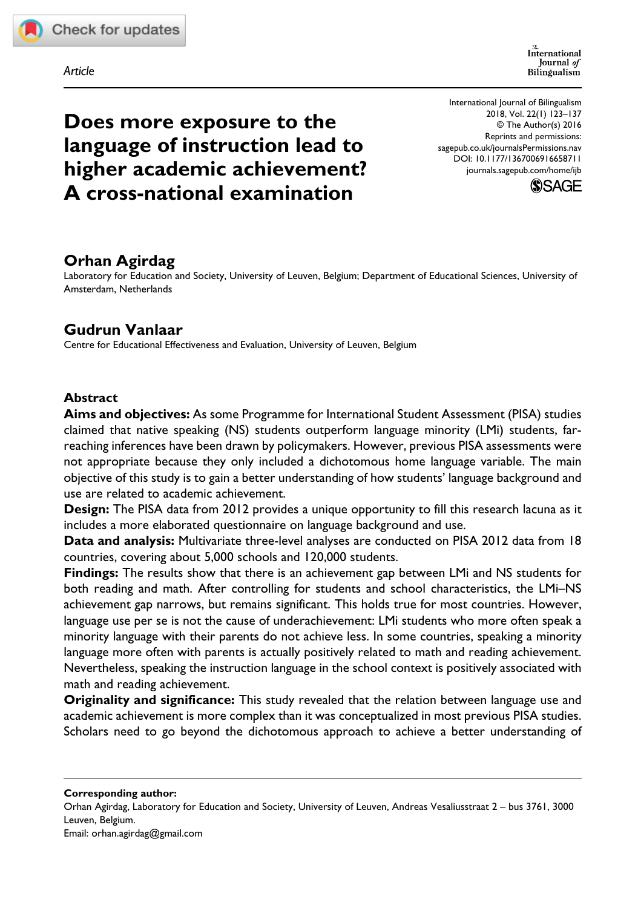*Article*

# Does more exposure to the language of instruction lead to higher academic achievement? A cross-national examination

International Journal of Bilingualism
2018, Vol. 22(1) 123–137
© The Author(s) 2016
Reprints and permissions:
sagepub.co.uk/journalsPermissions.nav
DOI: 10.1177/1367006916658711
journals.sagepub.com/home/ijb

## Orhan Agirdag

Laboratory for Education and Society, University of Leuven, Belgium; Department of Educational Sciences, University of Amsterdam, Netherlands

## Gudrun Vanlaar

Centre for Educational Effectiveness and Evaluation, University of Leuven, Belgium

### Abstract

**Aims and objectives:** As some Programme for International Student Assessment (PISA) studies claimed that native speaking (NS) students outperform language minority (LMi) students, far-reaching inferences have been drawn by policymakers. However, previous PISA assessments were not appropriate because they only included a dichotomous home language variable. The main objective of this study is to gain a better understanding of how students' language background and use are related to academic achievement.

**Design:** The PISA data from 2012 provides a unique opportunity to fill this research lacuna as it includes a more elaborated questionnaire on language background and use.

**Data and analysis:** Multivariate three-level analyses are conducted on PISA 2012 data from 18 countries, covering about 5,000 schools and 120,000 students.

**Findings:** The results show that there is an achievement gap between LMi and NS students for both reading and math. After controlling for students and school characteristics, the LMi–NS achievement gap narrows, but remains significant. This holds true for most countries. However, language use per se is not the cause of underachievement: LMi students who more often speak a minority language with their parents do not achieve less. In some countries, speaking a minority language more often with parents is actually positively related to math and reading achievement. Nevertheless, speaking the instruction language in the school context is positively associated with math and reading achievement.

**Originality and significance:** This study revealed that the relation between language use and academic achievement is more complex than it was conceptualized in most previous PISA studies. Scholars need to go beyond the dichotomous approach to achieve a better understanding of

---

**Corresponding author:**
Orhan Agirdag, Laboratory for Education and Society, University of Leuven, Andreas Vesaliusstraat 2 – bus 3761, 3000 Leuven, Belgium.
Email: orhan.agirdag@gmail.com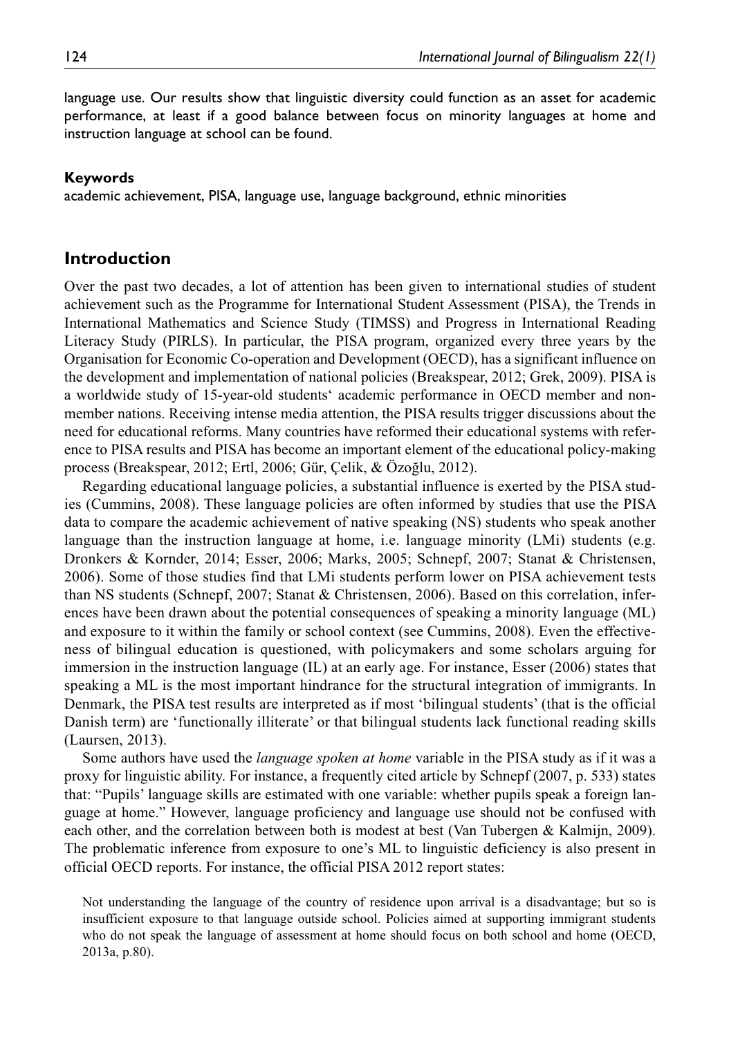language use. Our results show that linguistic diversity could function as an asset for academic performance, at least if a good balance between focus on minority languages at home and instruction language at school can be found.

#### Keywords

academic achievement, PISA, language use, language background, ethnic minorities

## Introduction

Over the past two decades, a lot of attention has been given to international studies of student achievement such as the Programme for International Student Assessment (PISA), the Trends in International Mathematics and Science Study (TIMSS) and Progress in International Reading Literacy Study (PIRLS). In particular, the PISA program, organized every three years by the Organisation for Economic Co-operation and Development (OECD), has a significant influence on the development and implementation of national policies (Breakspear, 2012; Grek, 2009). PISA is a worldwide study of 15-year-old students' academic performance in OECD member and non-member nations. Receiving intense media attention, the PISA results trigger discussions about the need for educational reforms. Many countries have reformed their educational systems with reference to PISA results and PISA has become an important element of the educational policy-making process (Breakspear, 2012; Ertl, 2006; Gür, Çelik, & Özoğlu, 2012).

Regarding educational language policies, a substantial influence is exerted by the PISA studies (Cummins, 2008). These language policies are often informed by studies that use the PISA data to compare the academic achievement of native speaking (NS) students who speak another language than the instruction language at home, i.e. language minority (LMi) students (e.g. Dronkers & Kornder, 2014; Esser, 2006; Marks, 2005; Schnepf, 2007; Stanat & Christensen, 2006). Some of those studies find that LMi students perform lower on PISA achievement tests than NS students (Schnepf, 2007; Stanat & Christensen, 2006). Based on this correlation, inferences have been drawn about the potential consequences of speaking a minority language (ML) and exposure to it within the family or school context (see Cummins, 2008). Even the effectiveness of bilingual education is questioned, with policymakers and some scholars arguing for immersion in the instruction language (IL) at an early age. For instance, Esser (2006) states that speaking a ML is the most important hindrance for the structural integration of immigrants. In Denmark, the PISA test results are interpreted as if most 'bilingual students' (that is the official Danish term) are 'functionally illiterate' or that bilingual students lack functional reading skills (Laursen, 2013).

Some authors have used the *language spoken at home* variable in the PISA study as if it was a proxy for linguistic ability. For instance, a frequently cited article by Schnepf (2007, p. 533) states that: "Pupils' language skills are estimated with one variable: whether pupils speak a foreign language at home." However, language proficiency and language use should not be confused with each other, and the correlation between both is modest at best (Van Tubergen & Kalmijn, 2009). The problematic inference from exposure to one's ML to linguistic deficiency is also present in official OECD reports. For instance, the official PISA 2012 report states:

> Not understanding the language of the country of residence upon arrival is a disadvantage; but so is insufficient exposure to that language outside school. Policies aimed at supporting immigrant students who do not speak the language of assessment at home should focus on both school and home (OECD, 2013a, p.80).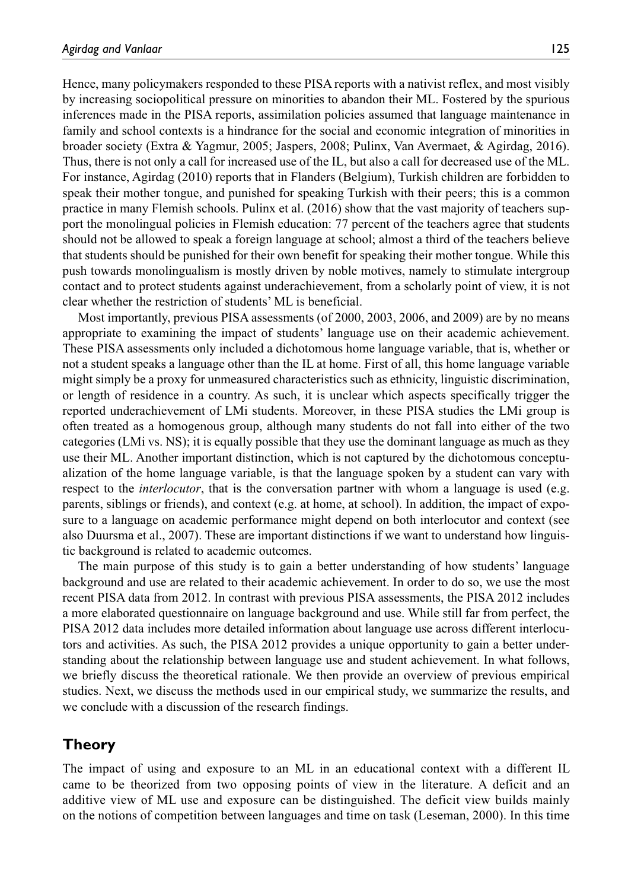Hence, many policymakers responded to these PISA reports with a nativist reflex, and most visibly by increasing sociopolitical pressure on minorities to abandon their ML. Fostered by the spurious inferences made in the PISA reports, assimilation policies assumed that language maintenance in family and school contexts is a hindrance for the social and economic integration of minorities in broader society (Extra & Yagmur, 2005; Jaspers, 2008; Pulinx, Van Avermaet, & Agirdag, 2016). Thus, there is not only a call for increased use of the IL, but also a call for decreased use of the ML. For instance, Agirdag (2010) reports that in Flanders (Belgium), Turkish children are forbidden to speak their mother tongue, and punished for speaking Turkish with their peers; this is a common practice in many Flemish schools. Pulinx et al. (2016) show that the vast majority of teachers support the monolingual policies in Flemish education: 77 percent of the teachers agree that students should not be allowed to speak a foreign language at school; almost a third of the teachers believe that students should be punished for their own benefit for speaking their mother tongue. While this push towards monolingualism is mostly driven by noble motives, namely to stimulate intergroup contact and to protect students against underachievement, from a scholarly point of view, it is not clear whether the restriction of students' ML is beneficial.

Most importantly, previous PISA assessments (of 2000, 2003, 2006, and 2009) are by no means appropriate to examining the impact of students' language use on their academic achievement. These PISA assessments only included a dichotomous home language variable, that is, whether or not a student speaks a language other than the IL at home. First of all, this home language variable might simply be a proxy for unmeasured characteristics such as ethnicity, linguistic discrimination, or length of residence in a country. As such, it is unclear which aspects specifically trigger the reported underachievement of LMi students. Moreover, in these PISA studies the LMi group is often treated as a homogenous group, although many students do not fall into either of the two categories (LMi vs. NS); it is equally possible that they use the dominant language as much as they use their ML. Another important distinction, which is not captured by the dichotomous conceptualization of the home language variable, is that the language spoken by a student can vary with respect to the *interlocutor*, that is the conversation partner with whom a language is used (e.g. parents, siblings or friends), and context (e.g. at home, at school). In addition, the impact of exposure to a language on academic performance might depend on both interlocutor and context (see also Duursma et al., 2007). These are important distinctions if we want to understand how linguistic background is related to academic outcomes.

The main purpose of this study is to gain a better understanding of how students' language background and use are related to their academic achievement. In order to do so, we use the most recent PISA data from 2012. In contrast with previous PISA assessments, the PISA 2012 includes a more elaborated questionnaire on language background and use. While still far from perfect, the PISA 2012 data includes more detailed information about language use across different interlocutors and activities. As such, the PISA 2012 provides a unique opportunity to gain a better understanding about the relationship between language use and student achievement. In what follows, we briefly discuss the theoretical rationale. We then provide an overview of previous empirical studies. Next, we discuss the methods used in our empirical study, we summarize the results, and we conclude with a discussion of the research findings.

## Theory

The impact of using and exposure to an ML in an educational context with a different IL came to be theorized from two opposing points of view in the literature. A deficit and an additive view of ML use and exposure can be distinguished. The deficit view builds mainly on the notions of competition between languages and time on task (Leseman, 2000). In this time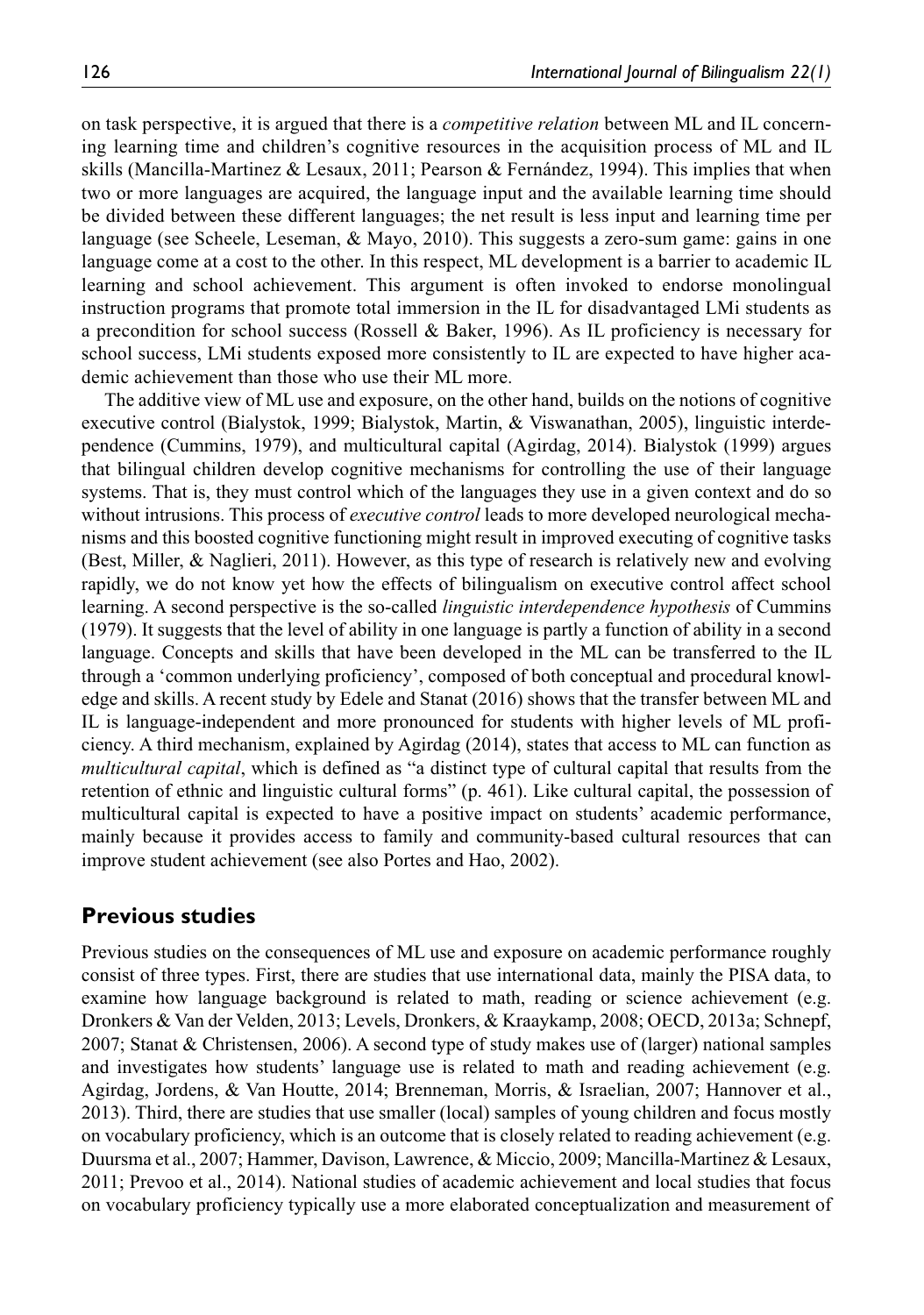on task perspective, it is argued that there is a *competitive relation* between ML and IL concerning learning time and children's cognitive resources in the acquisition process of ML and IL skills (Mancilla-Martinez & Lesaux, 2011; Pearson & Fernández, 1994). This implies that when two or more languages are acquired, the language input and the available learning time should be divided between these different languages; the net result is less input and learning time per language (see Scheele, Leseman, & Mayo, 2010). This suggests a zero-sum game: gains in one language come at a cost to the other. In this respect, ML development is a barrier to academic IL learning and school achievement. This argument is often invoked to endorse monolingual instruction programs that promote total immersion in the IL for disadvantaged LMi students as a precondition for school success (Rossell & Baker, 1996). As IL proficiency is necessary for school success, LMi students exposed more consistently to IL are expected to have higher academic achievement than those who use their ML more.

The additive view of ML use and exposure, on the other hand, builds on the notions of cognitive executive control (Bialystok, 1999; Bialystok, Martin, & Viswanathan, 2005), linguistic interdependence (Cummins, 1979), and multicultural capital (Agirdag, 2014). Bialystok (1999) argues that bilingual children develop cognitive mechanisms for controlling the use of their language systems. That is, they must control which of the languages they use in a given context and do so without intrusions. This process of *executive control* leads to more developed neurological mechanisms and this boosted cognitive functioning might result in improved executing of cognitive tasks (Best, Miller, & Naglieri, 2011). However, as this type of research is relatively new and evolving rapidly, we do not know yet how the effects of bilingualism on executive control affect school learning. A second perspective is the so-called *linguistic interdependence hypothesis* of Cummins (1979). It suggests that the level of ability in one language is partly a function of ability in a second language. Concepts and skills that have been developed in the ML can be transferred to the IL through a 'common underlying proficiency', composed of both conceptual and procedural knowledge and skills. A recent study by Edele and Stanat (2016) shows that the transfer between ML and IL is language-independent and more pronounced for students with higher levels of ML proficiency. A third mechanism, explained by Agirdag (2014), states that access to ML can function as *multicultural capital*, which is defined as "a distinct type of cultural capital that results from the retention of ethnic and linguistic cultural forms" (p. 461). Like cultural capital, the possession of multicultural capital is expected to have a positive impact on students' academic performance, mainly because it provides access to family and community-based cultural resources that can improve student achievement (see also Portes and Hao, 2002).

## Previous studies

Previous studies on the consequences of ML use and exposure on academic performance roughly consist of three types. First, there are studies that use international data, mainly the PISA data, to examine how language background is related to math, reading or science achievement (e.g. Dronkers & Van der Velden, 2013; Levels, Dronkers, & Kraaykamp, 2008; OECD, 2013a; Schnepf, 2007; Stanat & Christensen, 2006). A second type of study makes use of (larger) national samples and investigates how students' language use is related to math and reading achievement (e.g. Agirdag, Jordens, & Van Houtte, 2014; Brenneman, Morris, & Israelian, 2007; Hannover et al., 2013). Third, there are studies that use smaller (local) samples of young children and focus mostly on vocabulary proficiency, which is an outcome that is closely related to reading achievement (e.g. Duursma et al., 2007; Hammer, Davison, Lawrence, & Miccio, 2009; Mancilla-Martinez & Lesaux, 2011; Prevoo et al., 2014). National studies of academic achievement and local studies that focus on vocabulary proficiency typically use a more elaborated conceptualization and measurement of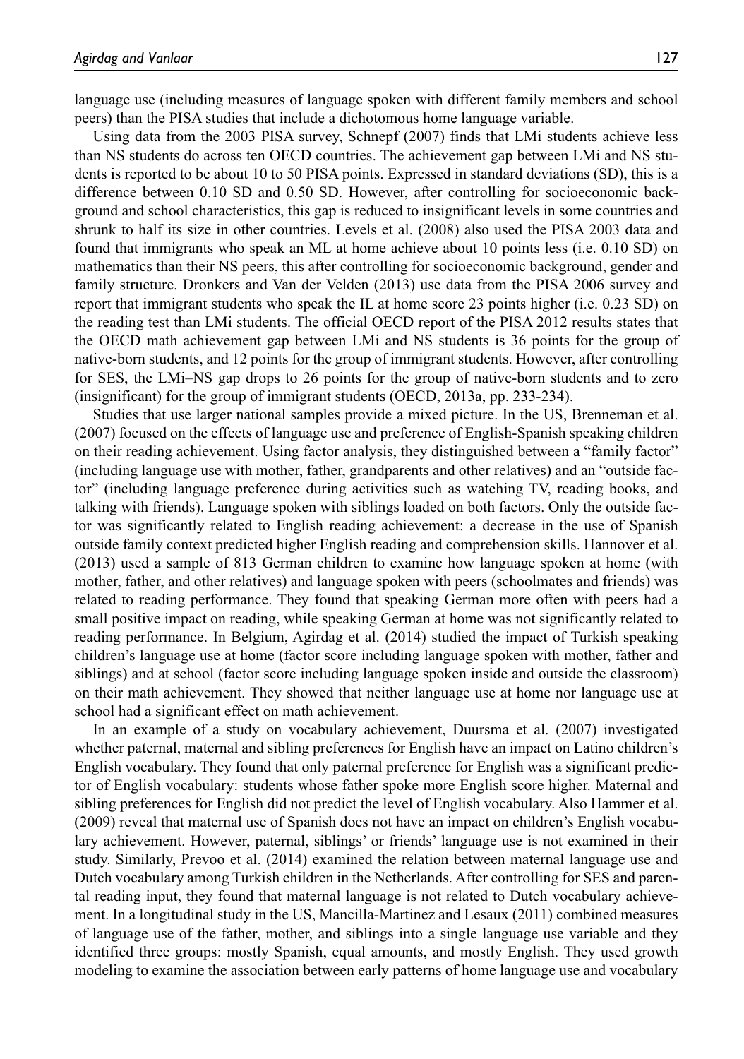language use (including measures of language spoken with different family members and school peers) than the PISA studies that include a dichotomous home language variable.

Using data from the 2003 PISA survey, Schnepf (2007) finds that LMi students achieve less than NS students do across ten OECD countries. The achievement gap between LMi and NS students is reported to be about 10 to 50 PISA points. Expressed in standard deviations (SD), this is a difference between 0.10 SD and 0.50 SD. However, after controlling for socioeconomic background and school characteristics, this gap is reduced to insignificant levels in some countries and shrunk to half its size in other countries. Levels et al. (2008) also used the PISA 2003 data and found that immigrants who speak an ML at home achieve about 10 points less (i.e. 0.10 SD) on mathematics than their NS peers, this after controlling for socioeconomic background, gender and family structure. Dronkers and Van der Velden (2013) use data from the PISA 2006 survey and report that immigrant students who speak the IL at home score 23 points higher (i.e. 0.23 SD) on the reading test than LMi students. The official OECD report of the PISA 2012 results states that the OECD math achievement gap between LMi and NS students is 36 points for the group of native-born students, and 12 points for the group of immigrant students. However, after controlling for SES, the LMi–NS gap drops to 26 points for the group of native-born students and to zero (insignificant) for the group of immigrant students (OECD, 2013a, pp. 233-234).

Studies that use larger national samples provide a mixed picture. In the US, Brenneman et al. (2007) focused on the effects of language use and preference of English-Spanish speaking children on their reading achievement. Using factor analysis, they distinguished between a "family factor" (including language use with mother, father, grandparents and other relatives) and an "outside factor" (including language preference during activities such as watching TV, reading books, and talking with friends). Language spoken with siblings loaded on both factors. Only the outside factor was significantly related to English reading achievement: a decrease in the use of Spanish outside family context predicted higher English reading and comprehension skills. Hannover et al. (2013) used a sample of 813 German children to examine how language spoken at home (with mother, father, and other relatives) and language spoken with peers (schoolmates and friends) was related to reading performance. They found that speaking German more often with peers had a small positive impact on reading, while speaking German at home was not significantly related to reading performance. In Belgium, Agirdag et al. (2014) studied the impact of Turkish speaking children's language use at home (factor score including language spoken with mother, father and siblings) and at school (factor score including language spoken inside and outside the classroom) on their math achievement. They showed that neither language use at home nor language use at school had a significant effect on math achievement.

In an example of a study on vocabulary achievement, Duursma et al. (2007) investigated whether paternal, maternal and sibling preferences for English have an impact on Latino children's English vocabulary. They found that only paternal preference for English was a significant predictor of English vocabulary: students whose father spoke more English score higher. Maternal and sibling preferences for English did not predict the level of English vocabulary. Also Hammer et al. (2009) reveal that maternal use of Spanish does not have an impact on children's English vocabulary achievement. However, paternal, siblings' or friends' language use is not examined in their study. Similarly, Prevoo et al. (2014) examined the relation between maternal language use and Dutch vocabulary among Turkish children in the Netherlands. After controlling for SES and parental reading input, they found that maternal language is not related to Dutch vocabulary achievement. In a longitudinal study in the US, Mancilla-Martinez and Lesaux (2011) combined measures of language use of the father, mother, and siblings into a single language use variable and they identified three groups: mostly Spanish, equal amounts, and mostly English. They used growth modeling to examine the association between early patterns of home language use and vocabulary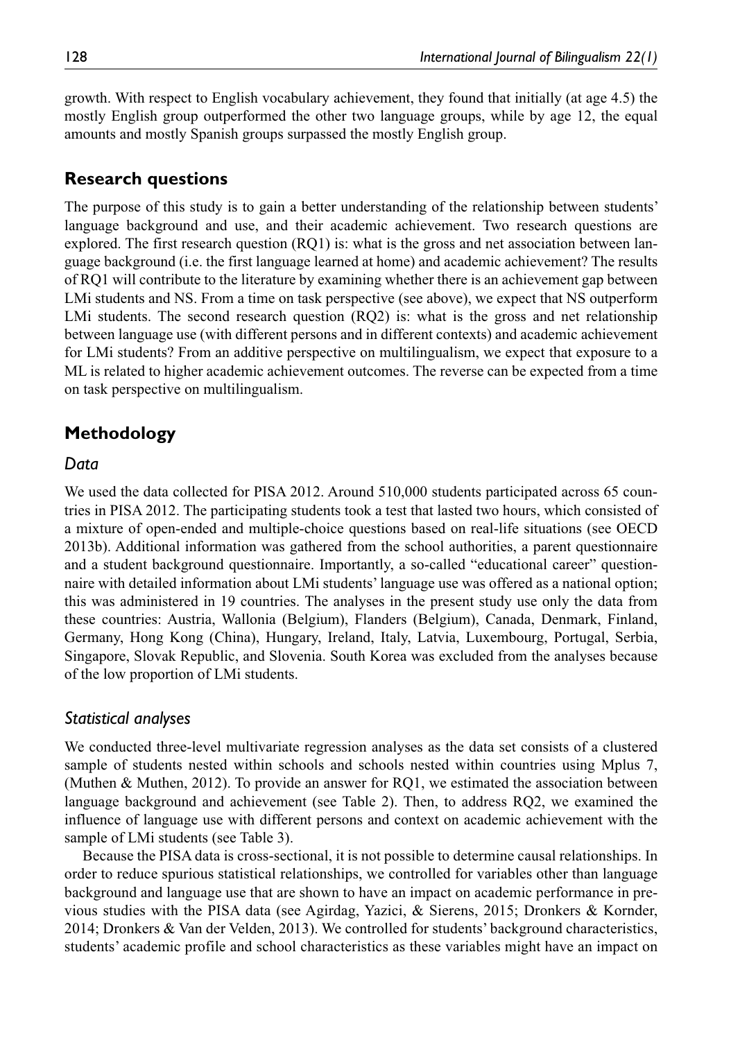growth. With respect to English vocabulary achievement, they found that initially (at age 4.5) the mostly English group outperformed the other two language groups, while by age 12, the equal amounts and mostly Spanish groups surpassed the mostly English group.

## Research questions

The purpose of this study is to gain a better understanding of the relationship between students' language background and use, and their academic achievement. Two research questions are explored. The first research question (RQ1) is: what is the gross and net association between language background (i.e. the first language learned at home) and academic achievement? The results of RQ1 will contribute to the literature by examining whether there is an achievement gap between LMi students and NS. From a time on task perspective (see above), we expect that NS outperform LMi students. The second research question (RQ2) is: what is the gross and net relationship between language use (with different persons and in different contexts) and academic achievement for LMi students? From an additive perspective on multilingualism, we expect that exposure to a ML is related to higher academic achievement outcomes. The reverse can be expected from a time on task perspective on multilingualism.

## Methodology

### *Data*

We used the data collected for PISA 2012. Around 510,000 students participated across 65 countries in PISA 2012. The participating students took a test that lasted two hours, which consisted of a mixture of open-ended and multiple-choice questions based on real-life situations (see OECD 2013b). Additional information was gathered from the school authorities, a parent questionnaire and a student background questionnaire. Importantly, a so-called "educational career" questionnaire with detailed information about LMi students' language use was offered as a national option; this was administered in 19 countries. The analyses in the present study use only the data from these countries: Austria, Wallonia (Belgium), Flanders (Belgium), Canada, Denmark, Finland, Germany, Hong Kong (China), Hungary, Ireland, Italy, Latvia, Luxembourg, Portugal, Serbia, Singapore, Slovak Republic, and Slovenia. South Korea was excluded from the analyses because of the low proportion of LMi students.

### *Statistical analyses*

We conducted three-level multivariate regression analyses as the data set consists of a clustered sample of students nested within schools and schools nested within countries using Mplus 7, (Muthen & Muthen, 2012). To provide an answer for RQ1, we estimated the association between language background and achievement (see Table 2). Then, to address RQ2, we examined the influence of language use with different persons and context on academic achievement with the sample of LMi students (see Table 3).

Because the PISA data is cross-sectional, it is not possible to determine causal relationships. In order to reduce spurious statistical relationships, we controlled for variables other than language background and language use that are shown to have an impact on academic performance in previous studies with the PISA data (see Agirdag, Yazici, & Sierens, 2015; Dronkers & Kornder, 2014; Dronkers & Van der Velden, 2013). We controlled for students' background characteristics, students' academic profile and school characteristics as these variables might have an impact on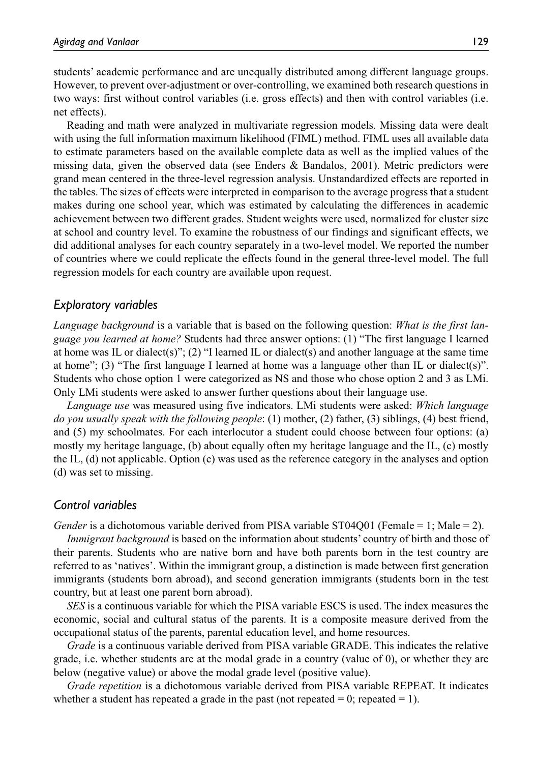students' academic performance and are unequally distributed among different language groups. However, to prevent over-adjustment or over-controlling, we examined both research questions in two ways: first without control variables (i.e. gross effects) and then with control variables (i.e. net effects).

Reading and math were analyzed in multivariate regression models. Missing data were dealt with using the full information maximum likelihood (FIML) method. FIML uses all available data to estimate parameters based on the available complete data as well as the implied values of the missing data, given the observed data (see Enders & Bandalos, 2001). Metric predictors were grand mean centered in the three-level regression analysis. Unstandardized effects are reported in the tables. The sizes of effects were interpreted in comparison to the average progress that a student makes during one school year, which was estimated by calculating the differences in academic achievement between two different grades. Student weights were used, normalized for cluster size at school and country level. To examine the robustness of our findings and significant effects, we did additional analyses for each country separately in a two-level model. We reported the number of countries where we could replicate the effects found in the general three-level model. The full regression models for each country are available upon request.

### *Exploratory variables*

*Language background* is a variable that is based on the following question: *What is the first language you learned at home?* Students had three answer options: (1) "The first language I learned at home was IL or dialect(s)"; (2) "I learned IL or dialect(s) and another language at the same time at home"; (3) "The first language I learned at home was a language other than IL or dialect(s)". Students who chose option 1 were categorized as NS and those who chose option 2 and 3 as LMi. Only LMi students were asked to answer further questions about their language use.

*Language use* was measured using five indicators. LMi students were asked: *Which language do you usually speak with the following people*: (1) mother, (2) father, (3) siblings, (4) best friend, and (5) my schoolmates. For each interlocutor a student could choose between four options: (a) mostly my heritage language, (b) about equally often my heritage language and the IL, (c) mostly the IL, (d) not applicable. Option (c) was used as the reference category in the analyses and option (d) was set to missing.

### *Control variables*

*Gender* is a dichotomous variable derived from PISA variable ST04Q01 (Female = 1; Male = 2).

*Immigrant background* is based on the information about students' country of birth and those of their parents. Students who are native born and have both parents born in the test country are referred to as 'natives'. Within the immigrant group, a distinction is made between first generation immigrants (students born abroad), and second generation immigrants (students born in the test country, but at least one parent born abroad).

*SES* is a continuous variable for which the PISA variable ESCS is used. The index measures the economic, social and cultural status of the parents. It is a composite measure derived from the occupational status of the parents, parental education level, and home resources.

*Grade* is a continuous variable derived from PISA variable GRADE. This indicates the relative grade, i.e. whether students are at the modal grade in a country (value of 0), or whether they are below (negative value) or above the modal grade level (positive value).

*Grade repetition* is a dichotomous variable derived from PISA variable REPEAT. It indicates whether a student has repeated a grade in the past (not repeated = 0; repeated = 1).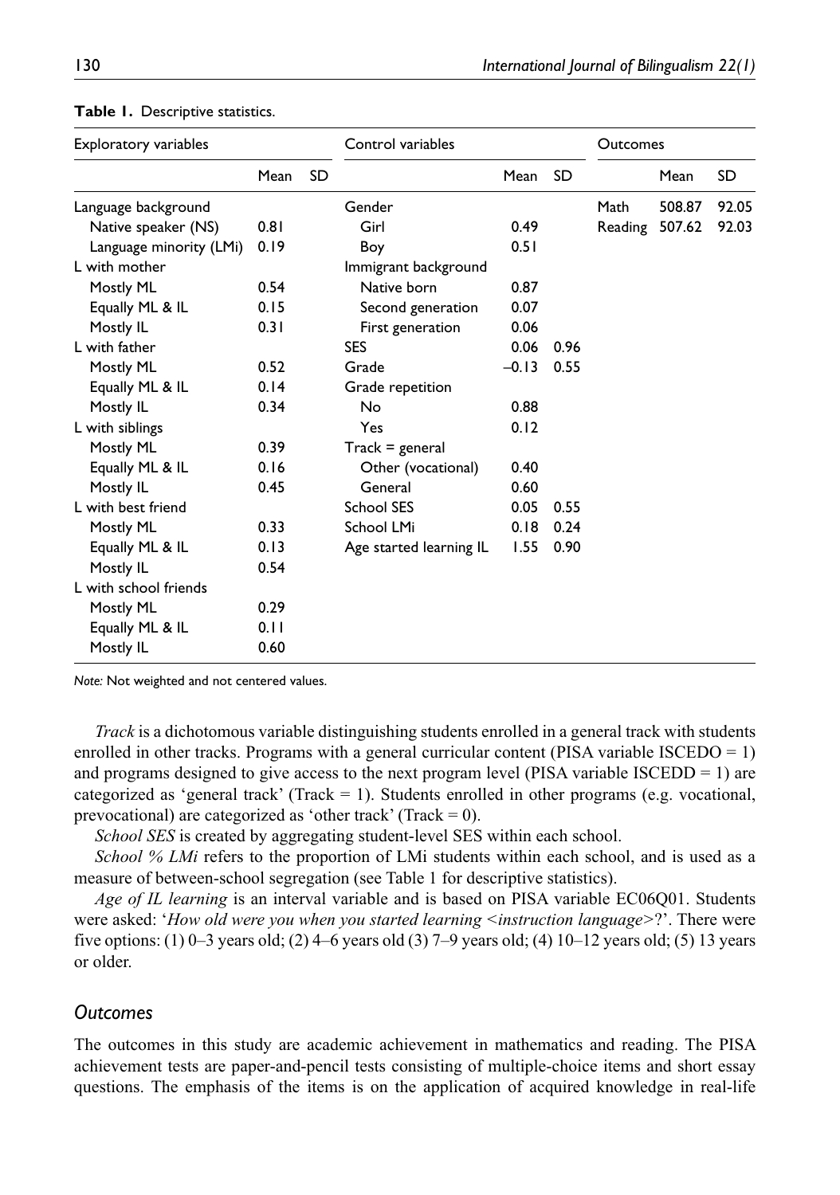**Table 1.** Descriptive statistics.

| Exploratory variables | | | Control variables | | | Outcomes | | |
|---|---|---|---|---|---|---|---|---|
| | Mean | SD | | Mean | SD | | Mean | SD |
| Language background | | | Gender | | | Math | 508.87 | 92.05 |
| Native speaker (NS) | 0.81 | | Girl | 0.49 | | Reading | 507.62 | 92.03 |
| Language minority (LMi) | 0.19 | | Boy | 0.51 | | | | |
| L with mother | | | Immigrant background | | | | | |
| Mostly ML | 0.54 | | Native born | 0.87 | | | | |
| Equally ML & IL | 0.15 | | Second generation | 0.07 | | | | |
| Mostly IL | 0.31 | | First generation | 0.06 | | | | |
| L with father | | | SES | 0.06 | 0.96 | | | |
| Mostly ML | 0.52 | | Grade | –0.13 | 0.55 | | | |
| Equally ML & IL | 0.14 | | Grade repetition | | | | | |
| Mostly IL | 0.34 | | No | 0.88 | | | | |
| L with siblings | | | Yes | 0.12 | | | | |
| Mostly ML | 0.39 | | Track = general | | | | | |
| Equally ML & IL | 0.16 | | Other (vocational) | 0.40 | | | | |
| Mostly IL | 0.45 | | General | 0.60 | | | | |
| L with best friend | | | School SES | 0.05 | 0.55 | | | |
| Mostly ML | 0.33 | | School LMi | 0.18 | 0.24 | | | |
| Equally ML & IL | 0.13 | | Age started learning IL | 1.55 | 0.90 | | | |
| Mostly IL | 0.54 | | | | | | | |
| L with school friends | | | | | | | | |
| Mostly ML | 0.29 | | | | | | | |
| Equally ML & IL | 0.11 | | | | | | | |
| Mostly IL | 0.60 | | | | | | | |

*Note:* Not weighted and not centered values.

*Track* is a dichotomous variable distinguishing students enrolled in a general track with students enrolled in other tracks. Programs with a general curricular content (PISA variable ISCEDO = 1) and programs designed to give access to the next program level (PISA variable ISCEDD = 1) are categorized as 'general track' (Track = 1). Students enrolled in other programs (e.g. vocational, prevocational) are categorized as 'other track' (Track = 0).

*School SES* is created by aggregating student-level SES within each school.

*School % LMi* refers to the proportion of LMi students within each school, and is used as a measure of between-school segregation (see Table 1 for descriptive statistics).

*Age of IL learning* is an interval variable and is based on PISA variable EC06Q01. Students were asked: '*How old were you when you started learning <instruction language>*?'. There were five options: (1) 0–3 years old; (2) 4–6 years old (3) 7–9 years old; (4) 10–12 years old; (5) 13 years or older.

## *Outcomes*

The outcomes in this study are academic achievement in mathematics and reading. The PISA achievement tests are paper-and-pencil tests consisting of multiple-choice items and short essay questions. The emphasis of the items is on the application of acquired knowledge in real-life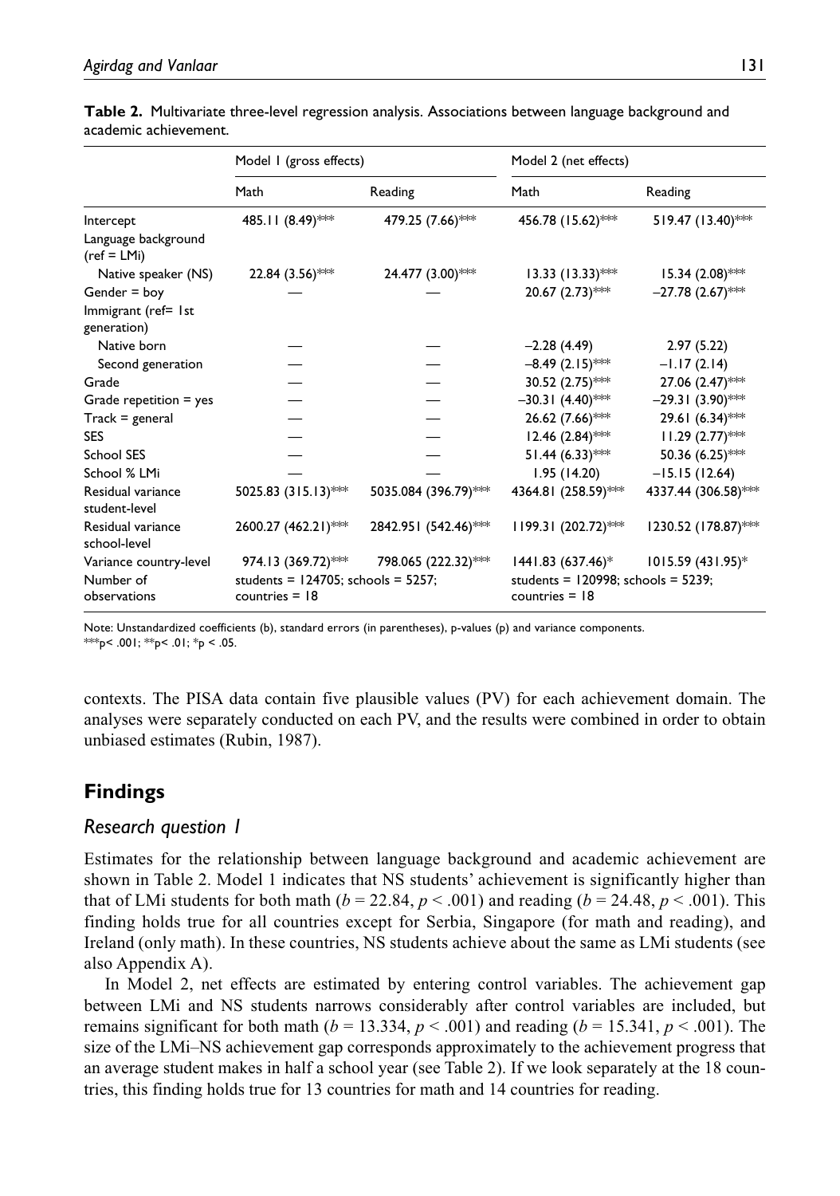**Table 2.** Multivariate three-level regression analysis. Associations between language background and academic achievement.

| | Model 1 (gross effects) | | Model 2 (net effects) | |
|---|---|---|---|---|
| | Math | Reading | Math | Reading |
| Intercept | 485.11 (8.49)*** | 479.25 (7.66)*** | 456.78 (15.62)*** | 519.47 (13.40)*** |
| Language background (ref = LMi) | | | | |
| Native speaker (NS) | 22.84 (3.56)*** | 24.477 (3.00)*** | 13.33 (13.33)*** | 15.34 (2.08)*** |
| Gender = boy | — | — | 20.67 (2.73)*** | −27.78 (2.67)*** |
| Immigrant (ref= 1st generation) | | | | |
| Native born | — | — | −2.28 (4.49) | 2.97 (5.22) |
| Second generation | — | — | −8.49 (2.15)*** | −1.17 (2.14) |
| Grade | — | — | 30.52 (2.75)*** | 27.06 (2.47)*** |
| Grade repetition = yes | — | — | −30.31 (4.40)*** | −29.31 (3.90)*** |
| Track = general | — | — | 26.62 (7.66)*** | 29.61 (6.34)*** |
| SES | — | — | 12.46 (2.84)*** | 11.29 (2.77)*** |
| School SES | — | — | 51.44 (6.33)*** | 50.36 (6.25)*** |
| School % LMi | — | — | 1.95 (14.20) | −15.15 (12.64) |
| Residual variance student-level | 5025.83 (315.13)*** | 5035.084 (396.79)*** | 4364.81 (258.59)*** | 4337.44 (306.58)*** |
| Residual variance school-level | 2600.27 (462.21)*** | 2842.951 (542.46)*** | 1199.31 (202.72)*** | 1230.52 (178.87)*** |
| Variance country-level | 974.13 (369.72)*** | 798.065 (222.32)*** | 1441.83 (637.46)* | 1015.59 (431.95)* |
| Number of observations | students = 124705; schools = 5257; countries = 18 | | students = 120998; schools = 5239; countries = 18 | |

Note: Unstandardized coefficients (b), standard errors (in parentheses), p-values (p) and variance components.
***p< .001; **p< .01; *p < .05.

contexts. The PISA data contain five plausible values (PV) for each achievement domain. The analyses were separately conducted on each PV, and the results were combined in order to obtain unbiased estimates (Rubin, 1987).

## Findings

### *Research question 1*

Estimates for the relationship between language background and academic achievement are shown in Table 2. Model 1 indicates that NS students' achievement is significantly higher than that of LMi students for both math ($b = 22.84$, $p < .001$) and reading ($b = 24.48$, $p < .001$). This finding holds true for all countries except for Serbia, Singapore (for math and reading), and Ireland (only math). In these countries, NS students achieve about the same as LMi students (see also Appendix A).

In Model 2, net effects are estimated by entering control variables. The achievement gap between LMi and NS students narrows considerably after control variables are included, but remains significant for both math ($b = 13.334$, $p < .001$) and reading ($b = 15.341$, $p < .001$). The size of the LMi–NS achievement gap corresponds approximately to the achievement progress that an average student makes in half a school year (see Table 2). If we look separately at the 18 countries, this finding holds true for 13 countries for math and 14 countries for reading.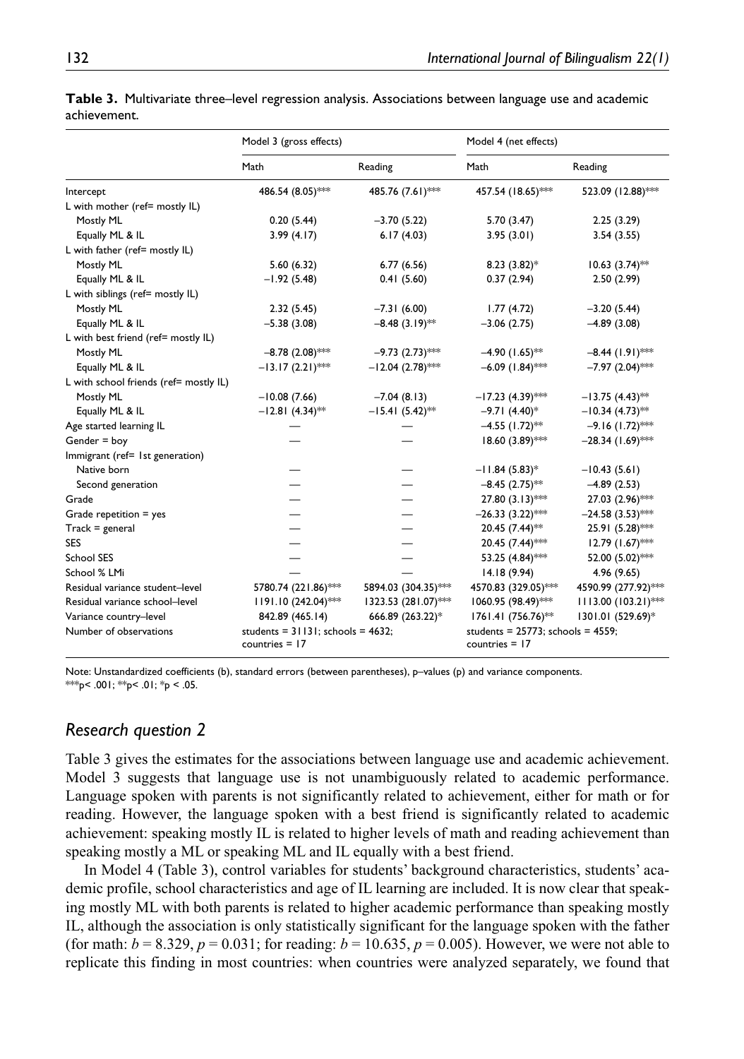**Table 3.** Multivariate three–level regression analysis. Associations between language use and academic achievement.

| | Model 3 (gross effects) | | Model 4 (net effects) | |
|---|---|---|---|---|
| | Math | Reading | Math | Reading |
| Intercept | 486.54 (8.05)*** | 485.76 (7.61)*** | 457.54 (18.65)*** | 523.09 (12.88)*** |
| L with mother (ref= mostly IL) | | | | |
| Mostly ML | 0.20 (5.44) | −3.70 (5.22) | 5.70 (3.47) | 2.25 (3.29) |
| Equally ML & IL | 3.99 (4.17) | 6.17 (4.03) | 3.95 (3.01) | 3.54 (3.55) |
| L with father (ref= mostly IL) | | | | |
| Mostly ML | 5.60 (6.32) | 6.77 (6.56) | 8.23 (3.82)* | 10.63 (3.74)** |
| Equally ML & IL | −1.92 (5.48) | 0.41 (5.60) | 0.37 (2.94) | 2.50 (2.99) |
| L with siblings (ref= mostly IL) | | | | |
| Mostly ML | 2.32 (5.45) | −7.31 (6.00) | 1.77 (4.72) | −3.20 (5.44) |
| Equally ML & IL | −5.38 (3.08) | −8.48 (3.19)** | −3.06 (2.75) | −4.89 (3.08) |
| L with best friend (ref= mostly IL) | | | | |
| Mostly ML | −8.78 (2.08)*** | −9.73 (2.73)*** | −4.90 (1.65)** | −8.44 (1.91)*** |
| Equally ML & IL | −13.17 (2.21)*** | −12.04 (2.78)*** | −6.09 (1.84)*** | −7.97 (2.04)*** |
| L with school friends (ref= mostly IL) | | | | |
| Mostly ML | −10.08 (7.66) | −7.04 (8.13) | −17.23 (4.39)*** | −13.75 (4.43)** |
| Equally ML & IL | −12.81 (4.34)** | −15.41 (5.42)** | −9.71 (4.40)* | −10.34 (4.73)** |
| Age started learning IL | — | — | −4.55 (1.72)** | −9.16 (1.72)*** |
| Gender = boy | — | — | 18.60 (3.89)*** | −28.34 (1.69)*** |
| Immigrant (ref= 1st generation) | | | | |
| Native born | — | — | −11.84 (5.83)* | −10.43 (5.61) |
| Second generation | — | — | −8.45 (2.75)** | −4.89 (2.53) |
| Grade | — | — | 27.80 (3.13)*** | 27.03 (2.96)*** |
| Grade repetition = yes | — | — | −26.33 (3.22)*** | −24.58 (3.53)*** |
| Track = general | — | — | 20.45 (7.44)** | 25.91 (5.28)*** |
| SES | — | — | 20.45 (7.44)*** | 12.79 (1.67)*** |
| School SES | — | — | 53.25 (4.84)*** | 52.00 (5.02)*** |
| School % LMi | — | — | 14.18 (9.94) | 4.96 (9.65) |
| Residual variance student–level | 5780.74 (221.86)*** | 5894.03 (304.35)*** | 4570.83 (329.05)*** | 4590.99 (277.92)*** |
| Residual variance school–level | 1191.10 (242.04)*** | 1323.53 (281.07)*** | 1060.95 (98.49)*** | 1113.00 (103.21)*** |
| Variance country–level | 842.89 (465.14) | 666.89 (263.22)* | 1761.41 (756.76)** | 1301.01 (529.69)* |
| Number of observations | students = 31131; schools = 4632; countries = 17 | | students = 25773; schools = 4559; countries = 17 | |

Note: Unstandardized coefficients (b), standard errors (between parentheses), p–values (p) and variance components.
***p< .001; **p< .01; *p < .05.

## Research question 2

Table 3 gives the estimates for the associations between language use and academic achievement. Model 3 suggests that language use is not unambiguously related to academic performance. Language spoken with parents is not significantly related to achievement, either for math or for reading. However, the language spoken with a best friend is significantly related to academic achievement: speaking mostly IL is related to higher levels of math and reading achievement than speaking mostly a ML or speaking ML and IL equally with a best friend.

In Model 4 (Table 3), control variables for students' background characteristics, students' academic profile, school characteristics and age of IL learning are included. It is now clear that speaking mostly ML with both parents is related to higher academic performance than speaking mostly IL, although the association is only statistically significant for the language spoken with the father (for math: $b = 8.329$, $p = 0.031$; for reading: $b = 10.635$, $p = 0.005$). However, we were not able to replicate this finding in most countries: when countries were analyzed separately, we found that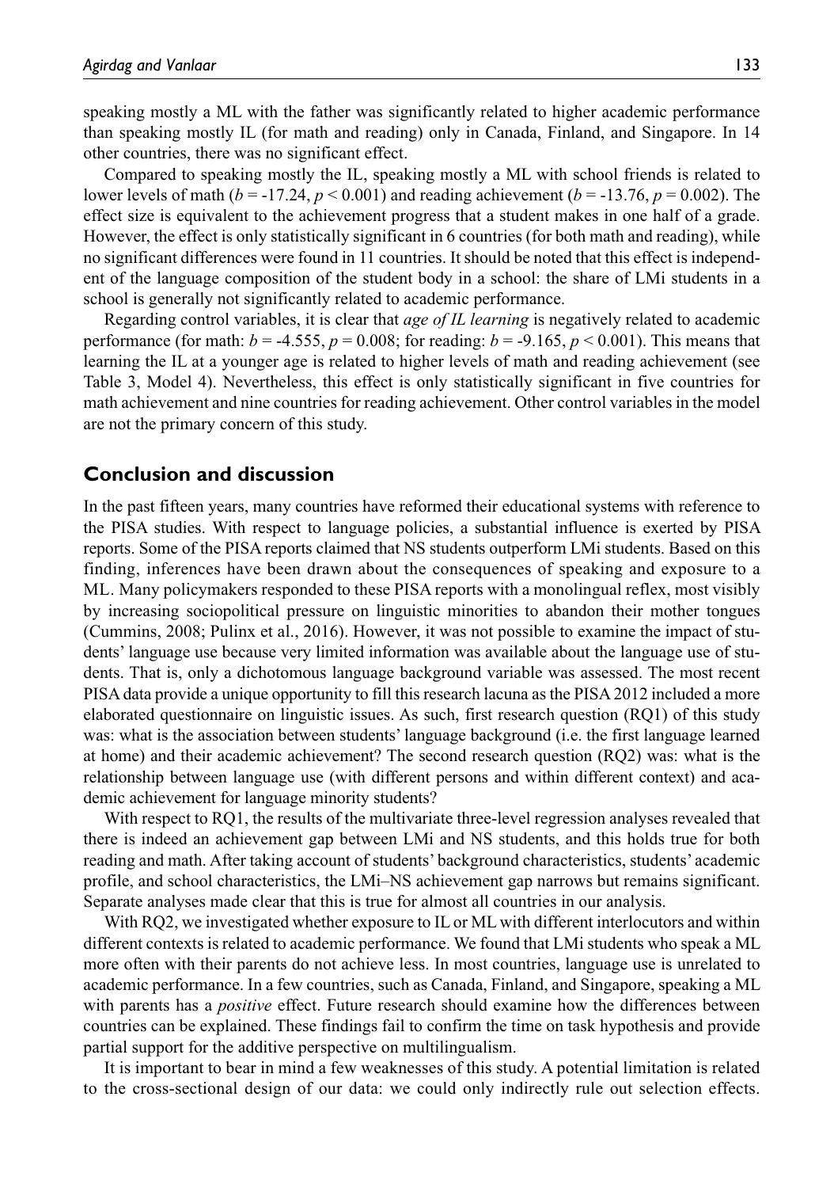speaking mostly a ML with the father was significantly related to higher academic performance than speaking mostly IL (for math and reading) only in Canada, Finland, and Singapore. In 14 other countries, there was no significant effect.

Compared to speaking mostly the IL, speaking mostly a ML with school friends is related to lower levels of math ($b$ = -17.24, $p < 0.001$) and reading achievement ($b$ = -13.76, $p = 0.002$). The effect size is equivalent to the achievement progress that a student makes in one half of a grade. However, the effect is only statistically significant in 6 countries (for both math and reading), while no significant differences were found in 11 countries. It should be noted that this effect is independent of the language composition of the student body in a school: the share of LMi students in a school is generally not significantly related to academic performance.

Regarding control variables, it is clear that *age of IL learning* is negatively related to academic performance (for math: $b$ = -4.555, $p = 0.008$; for reading: $b$ = -9.165, $p < 0.001$). This means that learning the IL at a younger age is related to higher levels of math and reading achievement (see Table 3, Model 4). Nevertheless, this effect is only statistically significant in five countries for math achievement and nine countries for reading achievement. Other control variables in the model are not the primary concern of this study.

## Conclusion and discussion

In the past fifteen years, many countries have reformed their educational systems with reference to the PISA studies. With respect to language policies, a substantial influence is exerted by PISA reports. Some of the PISA reports claimed that NS students outperform LMi students. Based on this finding, inferences have been drawn about the consequences of speaking and exposure to a ML. Many policymakers responded to these PISA reports with a monolingual reflex, most visibly by increasing sociopolitical pressure on linguistic minorities to abandon their mother tongues (Cummins, 2008; Pulinx et al., 2016). However, it was not possible to examine the impact of students' language use because very limited information was available about the language use of students. That is, only a dichotomous language background variable was assessed. The most recent PISA data provide a unique opportunity to fill this research lacuna as the PISA 2012 included a more elaborated questionnaire on linguistic issues. As such, first research question (RQ1) of this study was: what is the association between students' language background (i.e. the first language learned at home) and their academic achievement? The second research question (RQ2) was: what is the relationship between language use (with different persons and within different context) and academic achievement for language minority students?

With respect to RQ1, the results of the multivariate three-level regression analyses revealed that there is indeed an achievement gap between LMi and NS students, and this holds true for both reading and math. After taking account of students' background characteristics, students' academic profile, and school characteristics, the LMi–NS achievement gap narrows but remains significant. Separate analyses made clear that this is true for almost all countries in our analysis.

With RQ2, we investigated whether exposure to IL or ML with different interlocutors and within different contexts is related to academic performance. We found that LMi students who speak a ML more often with their parents do not achieve less. In most countries, language use is unrelated to academic performance. In a few countries, such as Canada, Finland, and Singapore, speaking a ML with parents has a *positive* effect. Future research should examine how the differences between countries can be explained. These findings fail to confirm the time on task hypothesis and provide partial support for the additive perspective on multilingualism.

It is important to bear in mind a few weaknesses of this study. A potential limitation is related to the cross-sectional design of our data: we could only indirectly rule out selection effects.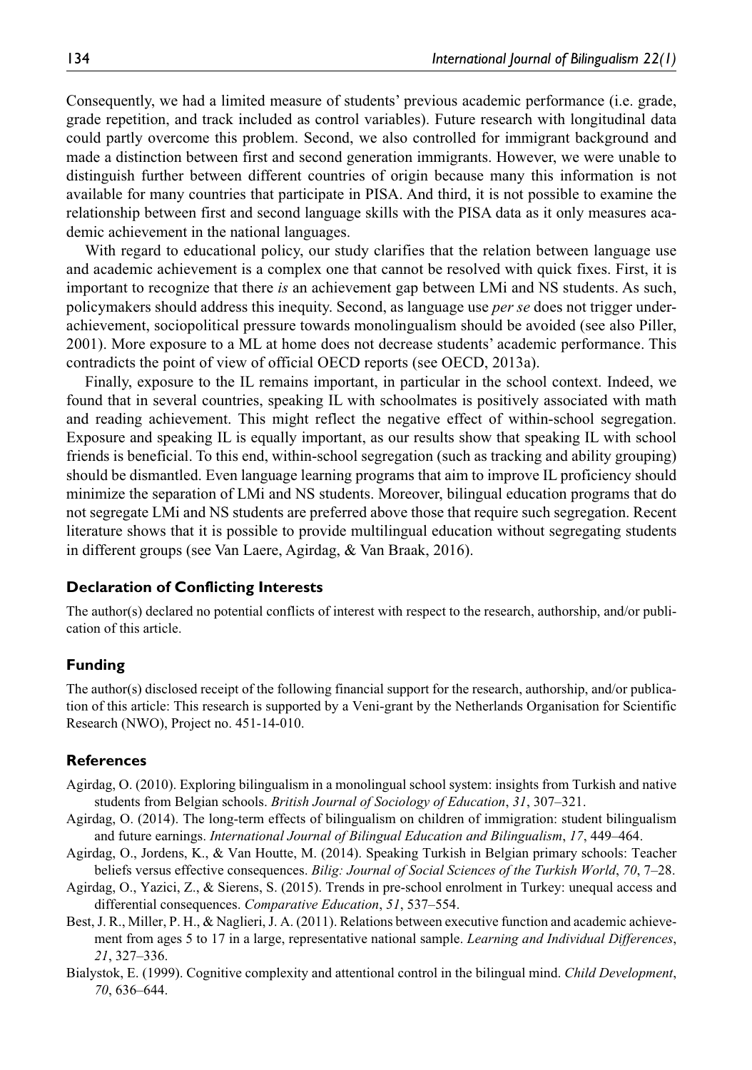Consequently, we had a limited measure of students' previous academic performance (i.e. grade, grade repetition, and track included as control variables). Future research with longitudinal data could partly overcome this problem. Second, we also controlled for immigrant background and made a distinction between first and second generation immigrants. However, we were unable to distinguish further between different countries of origin because many this information is not available for many countries that participate in PISA. And third, it is not possible to examine the relationship between first and second language skills with the PISA data as it only measures academic achievement in the national languages.

With regard to educational policy, our study clarifies that the relation between language use and academic achievement is a complex one that cannot be resolved with quick fixes. First, it is important to recognize that there *is* an achievement gap between LMi and NS students. As such, policymakers should address this inequity. Second, as language use *per se* does not trigger underachievement, sociopolitical pressure towards monolingualism should be avoided (see also Piller, 2001). More exposure to a ML at home does not decrease students' academic performance. This contradicts the point of view of official OECD reports (see OECD, 2013a).

Finally, exposure to the IL remains important, in particular in the school context. Indeed, we found that in several countries, speaking IL with schoolmates is positively associated with math and reading achievement. This might reflect the negative effect of within-school segregation. Exposure and speaking IL is equally important, as our results show that speaking IL with school friends is beneficial. To this end, within-school segregation (such as tracking and ability grouping) should be dismantled. Even language learning programs that aim to improve IL proficiency should minimize the separation of LMi and NS students. Moreover, bilingual education programs that do not segregate LMi and NS students are preferred above those that require such segregation. Recent literature shows that it is possible to provide multilingual education without segregating students in different groups (see Van Laere, Agirdag, & Van Braak, 2016).

## Declaration of Conflicting Interests

The author(s) declared no potential conflicts of interest with respect to the research, authorship, and/or publication of this article.

## Funding

The author(s) disclosed receipt of the following financial support for the research, authorship, and/or publication of this article: This research is supported by a Veni-grant by the Netherlands Organisation for Scientific Research (NWO), Project no. 451-14-010.

## References

Agirdag, O. (2010). Exploring bilingualism in a monolingual school system: insights from Turkish and native students from Belgian schools. *British Journal of Sociology of Education*, *31*, 307–321.

Agirdag, O. (2014). The long-term effects of bilingualism on children of immigration: student bilingualism and future earnings. *International Journal of Bilingual Education and Bilingualism*, *17*, 449–464.

Agirdag, O., Jordens, K., & Van Houtte, M. (2014). Speaking Turkish in Belgian primary schools: Teacher beliefs versus effective consequences. *Bilig: Journal of Social Sciences of the Turkish World*, *70*, 7–28.

Agirdag, O., Yazici, Z., & Sierens, S. (2015). Trends in pre-school enrolment in Turkey: unequal access and differential consequences. *Comparative Education*, *51*, 537–554.

Best, J. R., Miller, P. H., & Naglieri, J. A. (2011). Relations between executive function and academic achievement from ages 5 to 17 in a large, representative national sample. *Learning and Individual Differences*, *21*, 327–336.

Bialystok, E. (1999). Cognitive complexity and attentional control in the bilingual mind. *Child Development*, *70*, 636–644.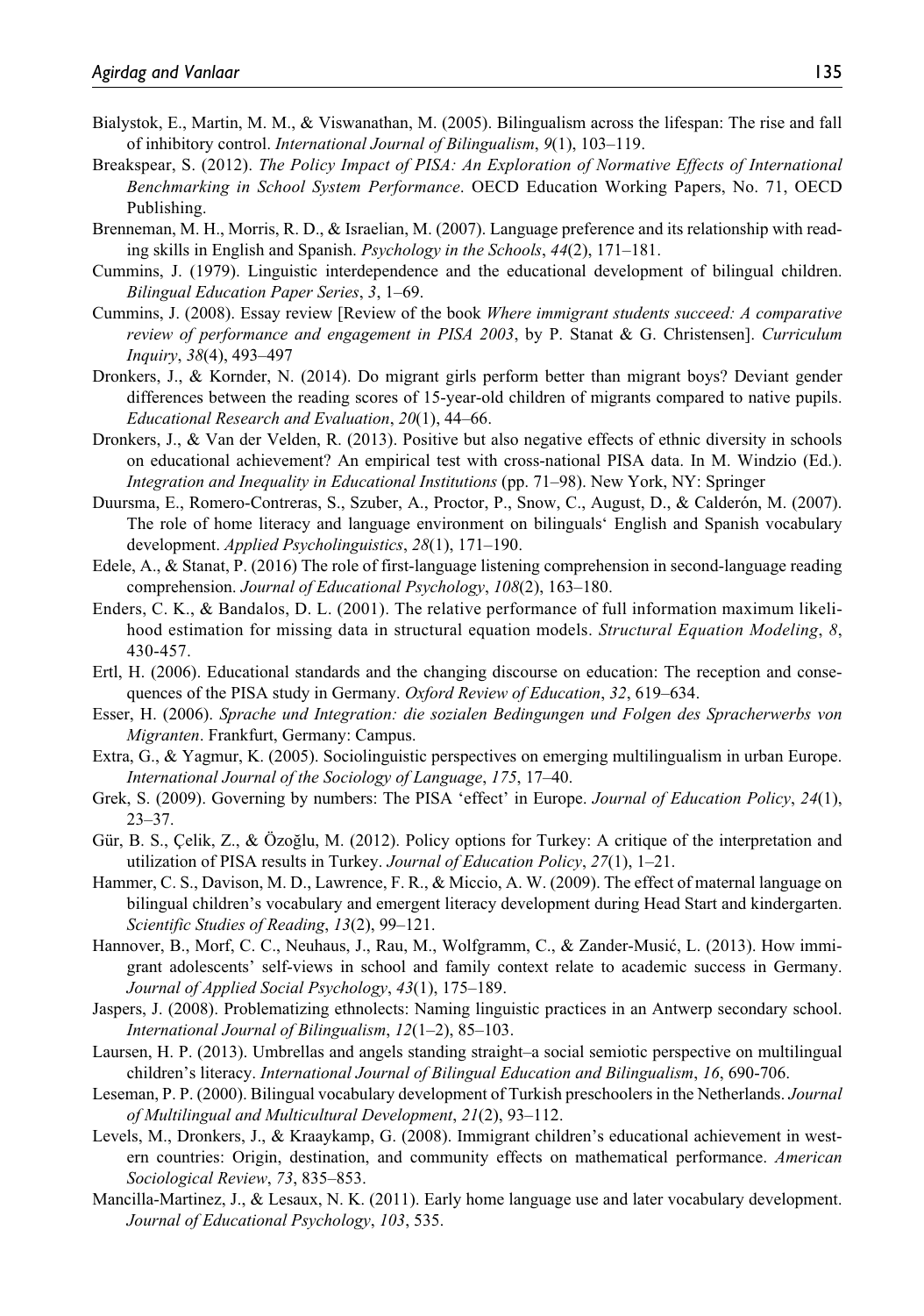Bialystok, E., Martin, M. M., & Viswanathan, M. (2005). Bilingualism across the lifespan: The rise and fall of inhibitory control. *International Journal of Bilingualism*, *9*(1), 103–119.

Breakspear, S. (2012). *The Policy Impact of PISA: An Exploration of Normative Effects of International Benchmarking in School System Performance*. OECD Education Working Papers, No. 71, OECD Publishing.

Brenneman, M. H., Morris, R. D., & Israelian, M. (2007). Language preference and its relationship with reading skills in English and Spanish. *Psychology in the Schools*, *44*(2), 171–181.

Cummins, J. (1979). Linguistic interdependence and the educational development of bilingual children. *Bilingual Education Paper Series*, *3*, 1–69.

Cummins, J. (2008). Essay review [Review of the book *Where immigrant students succeed: A comparative review of performance and engagement in PISA 2003*, by P. Stanat & G. Christensen]. *Curriculum Inquiry*, *38*(4), 493–497

Dronkers, J., & Kornder, N. (2014). Do migrant girls perform better than migrant boys? Deviant gender differences between the reading scores of 15-year-old children of migrants compared to native pupils. *Educational Research and Evaluation*, *20*(1), 44–66.

Dronkers, J., & Van der Velden, R. (2013). Positive but also negative effects of ethnic diversity in schools on educational achievement? An empirical test with cross-national PISA data. In M. Windzio (Ed.). *Integration and Inequality in Educational Institutions* (pp. 71–98). New York, NY: Springer

Duursma, E., Romero-Contreras, S., Szuber, A., Proctor, P., Snow, C., August, D., & Calderón, M. (2007). The role of home literacy and language environment on bilinguals' English and Spanish vocabulary development. *Applied Psycholinguistics*, *28*(1), 171–190.

Edele, A., & Stanat, P. (2016) The role of first-language listening comprehension in second-language reading comprehension. *Journal of Educational Psychology*, *108*(2), 163–180.

Enders, C. K., & Bandalos, D. L. (2001). The relative performance of full information maximum likelihood estimation for missing data in structural equation models. *Structural Equation Modeling*, *8*, 430-457.

Ertl, H. (2006). Educational standards and the changing discourse on education: The reception and consequences of the PISA study in Germany. *Oxford Review of Education*, *32*, 619–634.

Esser, H. (2006). *Sprache und Integration: die sozialen Bedingungen und Folgen des Spracherwerbs von Migranten*. Frankfurt, Germany: Campus.

Extra, G., & Yagmur, K. (2005). Sociolinguistic perspectives on emerging multilingualism in urban Europe. *International Journal of the Sociology of Language*, *175*, 17–40.

Grek, S. (2009). Governing by numbers: The PISA 'effect' in Europe. *Journal of Education Policy*, *24*(1), 23–37.

Gür, B. S., Çelik, Z., & Özoğlu, M. (2012). Policy options for Turkey: A critique of the interpretation and utilization of PISA results in Turkey. *Journal of Education Policy*, *27*(1), 1–21.

Hammer, C. S., Davison, M. D., Lawrence, F. R., & Miccio, A. W. (2009). The effect of maternal language on bilingual children's vocabulary and emergent literacy development during Head Start and kindergarten. *Scientific Studies of Reading*, *13*(2), 99–121.

Hannover, B., Morf, C. C., Neuhaus, J., Rau, M., Wolfgramm, C., & Zander-Musić, L. (2013). How immigrant adolescents' self-views in school and family context relate to academic success in Germany. *Journal of Applied Social Psychology*, *43*(1), 175–189.

Jaspers, J. (2008). Problematizing ethnolects: Naming linguistic practices in an Antwerp secondary school. *International Journal of Bilingualism*, *12*(1–2), 85–103.

Laursen, H. P. (2013). Umbrellas and angels standing straight–a social semiotic perspective on multilingual children's literacy. *International Journal of Bilingual Education and Bilingualism*, *16*, 690-706.

Leseman, P. P. (2000). Bilingual vocabulary development of Turkish preschoolers in the Netherlands. *Journal of Multilingual and Multicultural Development*, *21*(2), 93–112.

Levels, M., Dronkers, J., & Kraaykamp, G. (2008). Immigrant children's educational achievement in western countries: Origin, destination, and community effects on mathematical performance. *American Sociological Review*, *73*, 835–853.

Mancilla-Martinez, J., & Lesaux, N. K. (2011). Early home language use and later vocabulary development. *Journal of Educational Psychology*, *103*, 535.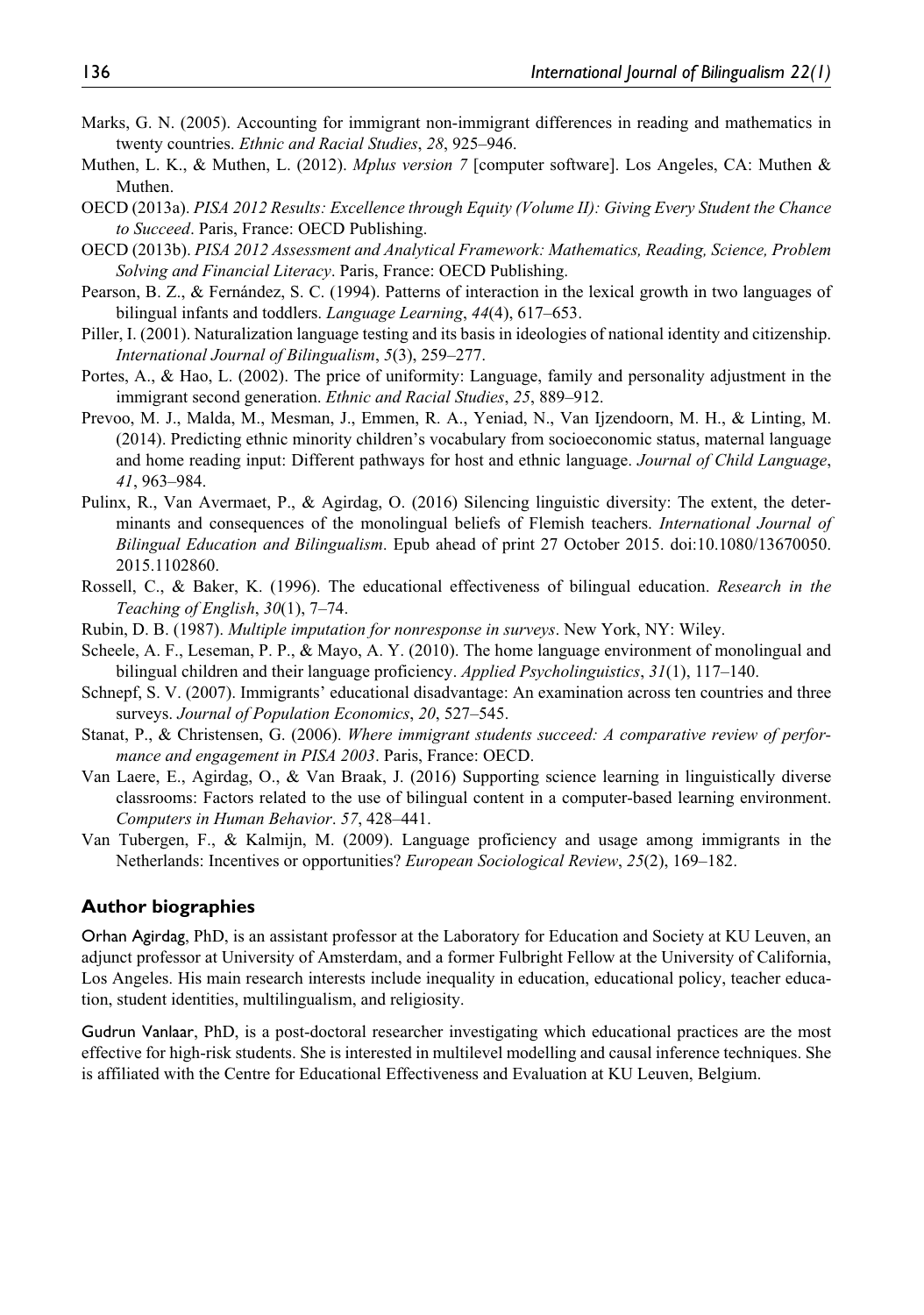Marks, G. N. (2005). Accounting for immigrant non-immigrant differences in reading and mathematics in twenty countries. *Ethnic and Racial Studies*, *28*, 925–946.

Muthen, L. K., & Muthen, L. (2012). *Mplus version 7* [computer software]. Los Angeles, CA: Muthen & Muthen.

OECD (2013a). *PISA 2012 Results: Excellence through Equity (Volume II): Giving Every Student the Chance to Succeed*. Paris, France: OECD Publishing.

OECD (2013b). *PISA 2012 Assessment and Analytical Framework: Mathematics, Reading, Science, Problem Solving and Financial Literacy*. Paris, France: OECD Publishing.

Pearson, B. Z., & Fernández, S. C. (1994). Patterns of interaction in the lexical growth in two languages of bilingual infants and toddlers. *Language Learning*, *44*(4), 617–653.

Piller, I. (2001). Naturalization language testing and its basis in ideologies of national identity and citizenship. *International Journal of Bilingualism*, *5*(3), 259–277.

Portes, A., & Hao, L. (2002). The price of uniformity: Language, family and personality adjustment in the immigrant second generation. *Ethnic and Racial Studies*, *25*, 889–912.

Prevoo, M. J., Malda, M., Mesman, J., Emmen, R. A., Yeniad, N., Van Ijzendoorn, M. H., & Linting, M. (2014). Predicting ethnic minority children's vocabulary from socioeconomic status, maternal language and home reading input: Different pathways for host and ethnic language. *Journal of Child Language*, *41*, 963–984.

Pulinx, R., Van Avermaet, P., & Agirdag, O. (2016) Silencing linguistic diversity: The extent, the determinants and consequences of the monolingual beliefs of Flemish teachers. *International Journal of Bilingual Education and Bilingualism*. Epub ahead of print 27 October 2015. doi:10.1080/13670050.2015.1102860.

Rossell, C., & Baker, K. (1996). The educational effectiveness of bilingual education. *Research in the Teaching of English*, *30*(1), 7–74.

Rubin, D. B. (1987). *Multiple imputation for nonresponse in surveys*. New York, NY: Wiley.

Scheele, A. F., Leseman, P. P., & Mayo, A. Y. (2010). The home language environment of monolingual and bilingual children and their language proficiency. *Applied Psycholinguistics*, *31*(1), 117–140.

Schnepf, S. V. (2007). Immigrants' educational disadvantage: An examination across ten countries and three surveys. *Journal of Population Economics*, *20*, 527–545.

Stanat, P., & Christensen, G. (2006). *Where immigrant students succeed: A comparative review of performance and engagement in PISA 2003*. Paris, France: OECD.

Van Laere, E., Agirdag, O., & Van Braak, J. (2016) Supporting science learning in linguistically diverse classrooms: Factors related to the use of bilingual content in a computer-based learning environment. *Computers in Human Behavior*. *57*, 428–441.

Van Tubergen, F., & Kalmijn, M. (2009). Language proficiency and usage among immigrants in the Netherlands: Incentives or opportunities? *European Sociological Review*, *25*(2), 169–182.

## Author biographies

Orhan Agirdag, PhD, is an assistant professor at the Laboratory for Education and Society at KU Leuven, an adjunct professor at University of Amsterdam, and a former Fulbright Fellow at the University of California, Los Angeles. His main research interests include inequality in education, educational policy, teacher education, student identities, multilingualism, and religiosity.

Gudrun Vanlaar, PhD, is a post-doctoral researcher investigating which educational practices are the most effective for high-risk students. She is interested in multilevel modelling and causal inference techniques. She is affiliated with the Centre for Educational Effectiveness and Evaluation at KU Leuven, Belgium.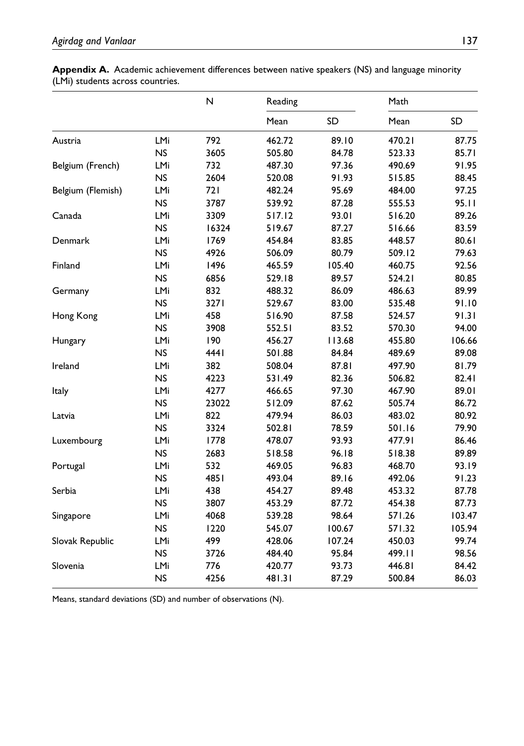**Appendix A.** Academic achievement differences between native speakers (NS) and language minority (LMi) students across countries.

| | | N | Reading | | Math | |
|---|---|---|---|---|---|---|
| | | | Mean | SD | Mean | SD |
| Austria | LMi | 792 | 462.72 | 89.10 | 470.21 | 87.75 |
| | NS | 3605 | 505.80 | 84.78 | 523.33 | 85.71 |
| Belgium (French) | LMi | 732 | 487.30 | 97.36 | 490.69 | 91.95 |
| | NS | 2604 | 520.08 | 91.93 | 515.85 | 88.45 |
| Belgium (Flemish) | LMi | 721 | 482.24 | 95.69 | 484.00 | 97.25 |
| | NS | 3787 | 539.92 | 87.28 | 555.53 | 95.11 |
| Canada | LMi | 3309 | 517.12 | 93.01 | 516.20 | 89.26 |
| | NS | 16324 | 519.67 | 87.27 | 516.66 | 83.59 |
| Denmark | LMi | 1769 | 454.84 | 83.85 | 448.57 | 80.61 |
| | NS | 4926 | 506.09 | 80.79 | 509.12 | 79.63 |
| Finland | LMi | 1496 | 465.59 | 105.40 | 460.75 | 92.56 |
| | NS | 6856 | 529.18 | 89.57 | 524.21 | 80.85 |
| Germany | LMi | 832 | 488.32 | 86.09 | 486.63 | 89.99 |
| | NS | 3271 | 529.67 | 83.00 | 535.48 | 91.10 |
| Hong Kong | LMi | 458 | 516.90 | 87.58 | 524.57 | 91.31 |
| | NS | 3908 | 552.51 | 83.52 | 570.30 | 94.00 |
| Hungary | LMi | 190 | 456.27 | 113.68 | 455.80 | 106.66 |
| | NS | 4441 | 501.88 | 84.84 | 489.69 | 89.08 |
| Ireland | LMi | 382 | 508.04 | 87.81 | 497.90 | 81.79 |
| | NS | 4223 | 531.49 | 82.36 | 506.82 | 82.41 |
| Italy | LMi | 4277 | 466.65 | 97.30 | 467.90 | 89.01 |
| | NS | 23022 | 512.09 | 87.62 | 505.74 | 86.72 |
| Latvia | LMi | 822 | 479.94 | 86.03 | 483.02 | 80.92 |
| | NS | 3324 | 502.81 | 78.59 | 501.16 | 79.90 |
| Luxembourg | LMi | 1778 | 478.07 | 93.93 | 477.91 | 86.46 |
| | NS | 2683 | 518.58 | 96.18 | 518.38 | 89.89 |
| Portugal | LMi | 532 | 469.05 | 96.83 | 468.70 | 93.19 |
| | NS | 4851 | 493.04 | 89.16 | 492.06 | 91.23 |
| Serbia | LMi | 438 | 454.27 | 89.48 | 453.32 | 87.78 |
| | NS | 3807 | 453.29 | 87.72 | 454.38 | 87.73 |
| Singapore | LMi | 4068 | 539.28 | 98.64 | 571.26 | 103.47 |
| | NS | 1220 | 545.07 | 100.67 | 571.32 | 105.94 |
| Slovak Republic | LMi | 499 | 428.06 | 107.24 | 450.03 | 99.74 |
| | NS | 3726 | 484.40 | 95.84 | 499.11 | 98.56 |
| Slovenia | LMi | 776 | 420.77 | 93.73 | 446.81 | 84.42 |
| | NS | 4256 | 481.31 | 87.29 | 500.84 | 86.03 |

Means, standard deviations (SD) and number of observations (N).